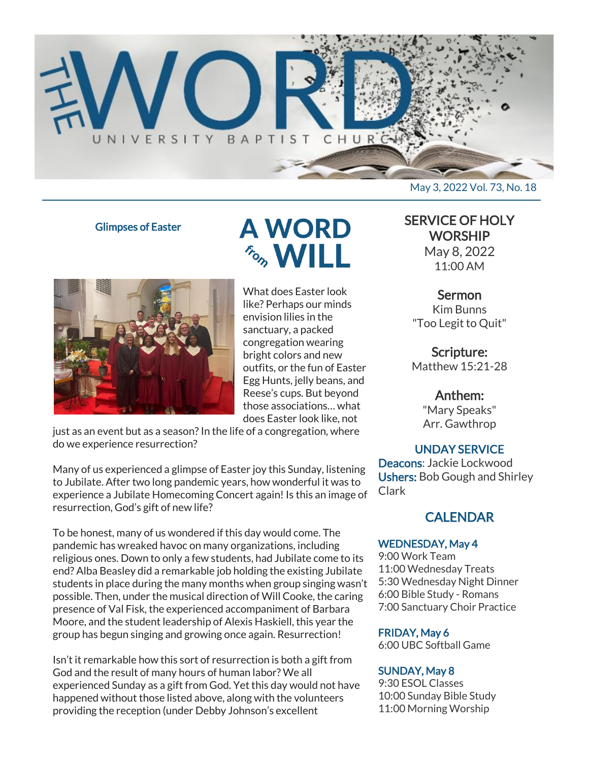# THE WORD

UNIVERSITY BAPTIST CHURCH

May 3, 2022 Vol. 73, No. 18

Glimpses of Easter

## A WORD from WILL

What does Easter look like? Perhaps our minds envision lilies in the sanctuary, a packed congregation wearing bright colors and new outfits, or the fun of Easter Egg Hunts, jelly beans, and Reese's cups. But beyond those associations… what does Easter look like, not just as an event but as a season? In the life of a congregation, where do we experience resurrection?

Many of us experienced a glimpse of Easter joy this Sunday, listening to Jubilate. After two long pandemic years, how wonderful it was to experience a Jubilate Homecoming Concert again! Is this an image of resurrection, God's gift of new life?

To be honest, many of us wondered if this day would come. The pandemic has wreaked havoc on many organizations, including religious ones. Down to only a few students, had Jubilate come to its end? Alba Beasley did a remarkable job holding the existing Jubilate students in place during the many months when group singing wasn't possible. Then, under the musical direction of Will Cooke, the caring presence of Val Fisk, the experienced accompaniment of Barbara Moore, and the student leadership of Alexis Haskiell, this year the group has begun singing and growing once again. Resurrection!

Isn't it remarkable how this sort of resurrection is both a gift from God and the result of many hours of human labor? We all experienced Sunday as a gift from God. Yet this day would not have happened without those listed above, along with the volunteers providing the reception (under Debby Johnson's excellent

## SERVICE OF HOLY WORSHIP

May 8, 2022
11:00 AM

### Sermon

Kim Bunns
"Too Legit to Quit"

### Scripture:

Matthew 15:21-28

### Anthem:

"Mary Speaks"
Arr. Gawthrop

### UNDAY SERVICE

**Deacons**: Jackie Lockwood
**Ushers:** Bob Gough and Shirley Clark

## CALENDAR

**WEDNESDAY, May 4**
9:00 Work Team
11:00 Wednesday Treats
5:30 Wednesday Night Dinner
6:00 Bible Study - Romans
7:00 Sanctuary Choir Practice

**FRIDAY, May 6**
6:00 UBC Softball Game

**SUNDAY, May 8**
9:30 ESOL Classes
10:00 Sunday Bible Study
11:00 Morning Worship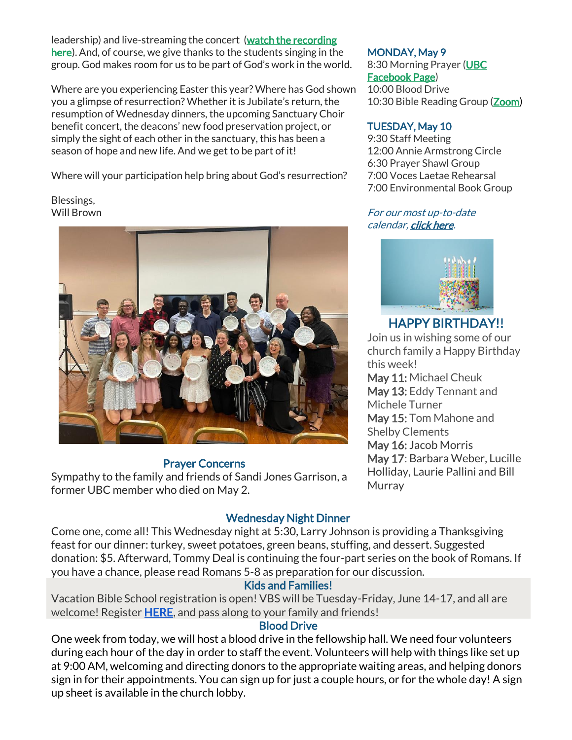leadership) and live-streaming the concert (watch the recording here). And, of course, we give thanks to the students singing in the group. God makes room for us to be part of God's work in the world.

Where are you experiencing Easter this year? Where has God shown you a glimpse of resurrection? Whether it is Jubilate's return, the resumption of Wednesday dinners, the upcoming Sanctuary Choir benefit concert, the deacons' new food preservation project, or simply the sight of each other in the sanctuary, this has been a season of hope and new life. And we get to be part of it!

Where will your participation help bring about God's resurrection?

Blessings,
Will Brown

## Prayer Concerns

Sympathy to the family and friends of Sandi Jones Garrison, a former UBC member who died on May 2.

## MONDAY, May 9

8:30 Morning Prayer (UBC Facebook Page)
10:00 Blood Drive
10:30 Bible Reading Group (Zoom)

## TUESDAY, May 10

9:30 Staff Meeting
12:00 Annie Armstrong Circle
6:30 Prayer Shawl Group
7:00 Voces Laetae Rehearsal
7:00 Environmental Book Group

*For our most up-to-date calendar, click here.*

## HAPPY BIRTHDAY!!

Join us in wishing some of our church family a Happy Birthday this week!

**May 11:** Michael Cheuk
**May 13:** Eddy Tennant and Michele Turner
**May 15:** Tom Mahone and Shelby Clements
**May 16:** Jacob Morris
**May 17**: Barbara Weber, Lucille Holliday, Laurie Pallini and Bill Murray

## Wednesday Night Dinner

Come one, come all! This Wednesday night at 5:30, Larry Johnson is providing a Thanksgiving feast for our dinner: turkey, sweet potatoes, green beans, stuffing, and dessert. Suggested donation: $5. Afterward, Tommy Deal is continuing the four-part series on the book of Romans. If you have a chance, please read Romans 5-8 as preparation for our discussion.

## Kids and Families!

Vacation Bible School registration is open! VBS will be Tuesday-Friday, June 14-17, and all are welcome! Register **HERE**, and pass along to your family and friends!

## Blood Drive

One week from today, we will host a blood drive in the fellowship hall. We need four volunteers during each hour of the day in order to staff the event. Volunteers will help with things like set up at 9:00 AM, welcoming and directing donors to the appropriate waiting areas, and helping donors sign in for their appointments. You can sign up for just a couple hours, or for the whole day! A sign up sheet is available in the church lobby.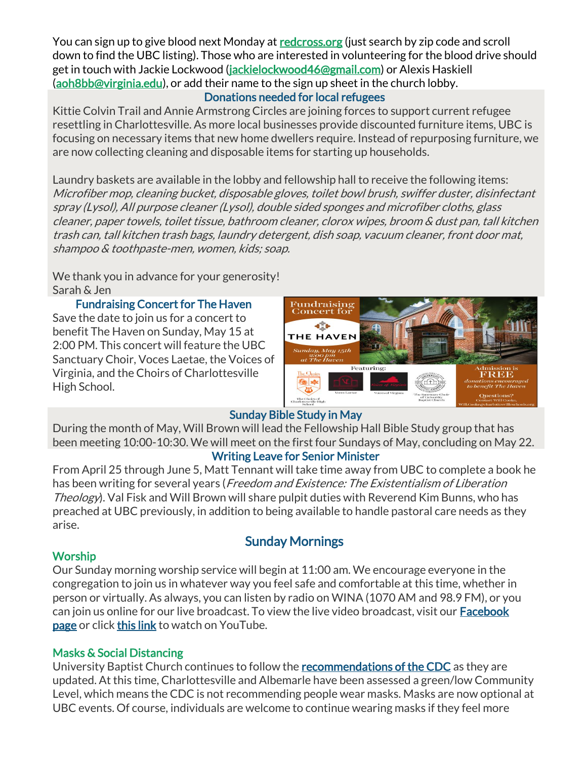You can sign up to give blood next Monday at [redcross.org](redcross.org) (just search by zip code and scroll down to find the UBC listing). Those who are interested in volunteering for the blood drive should get in touch with Jackie Lockwood (jackielockwood46@gmail.com) or Alexis Haskiell (aoh8bb@virginia.edu), or add their name to the sign up sheet in the church lobby.

### Donations needed for local refugees

Kittie Colvin Trail and Annie Armstrong Circles are joining forces to support current refugee resettling in Charlottesville. As more local businesses provide discounted furniture items, UBC is focusing on necessary items that new home dwellers require. Instead of repurposing furniture, we are now collecting cleaning and disposable items for starting up households.

Laundry baskets are available in the lobby and fellowship hall to receive the following items: *Microfiber mop, cleaning bucket, disposable gloves, toilet bowl brush, swiffer duster, disinfectant spray (Lysol), All purpose cleaner (Lysol), double sided sponges and microfiber cloths, glass cleaner, paper towels, toilet tissue, bathroom cleaner, clorox wipes, broom & dust pan, tall kitchen trash can, tall kitchen trash bags, laundry detergent, dish soap, vacuum cleaner, front door mat, shampoo & toothpaste-men, women, kids; soap.*

We thank you in advance for your generosity!
Sarah & Jen

### Fundraising Concert for The Haven

Save the date to join us for a concert to benefit The Haven on Sunday, May 15 at 2:00 PM. This concert will feature the UBC Sanctuary Choir, Voces Laetae, the Voices of Virginia, and the Choirs of Charlottesville High School.

### Sunday Bible Study in May

During the month of May, Will Brown will lead the Fellowship Hall Bible Study group that has been meeting 10:00-10:30. We will meet on the first four Sundays of May, concluding on May 22.

### Writing Leave for Senior Minister

From April 25 through June 5, Matt Tennant will take time away from UBC to complete a book he has been writing for several years (*Freedom and Existence: The Existentialism of Liberation Theology*). Val Fisk and Will Brown will share pulpit duties with Reverend Kim Bunns, who has preached at UBC previously, in addition to being available to handle pastoral care needs as they arise.

## Sunday Mornings

### Worship

Our Sunday morning worship service will begin at 11:00 am. We encourage everyone in the congregation to join us in whatever way you feel safe and comfortable at this time, whether in person or virtually. As always, you can listen by radio on WINA (1070 AM and 98.9 FM), or you can join us online for our live broadcast. To view the live video broadcast, visit our Facebook page or click this link to watch on YouTube.

### Masks & Social Distancing

University Baptist Church continues to follow the recommendations of the CDC as they are updated. At this time, Charlottesville and Albemarle have been assessed a green/low Community Level, which means the CDC is not recommending people wear masks. Masks are now optional at UBC events. Of course, individuals are welcome to continue wearing masks if they feel more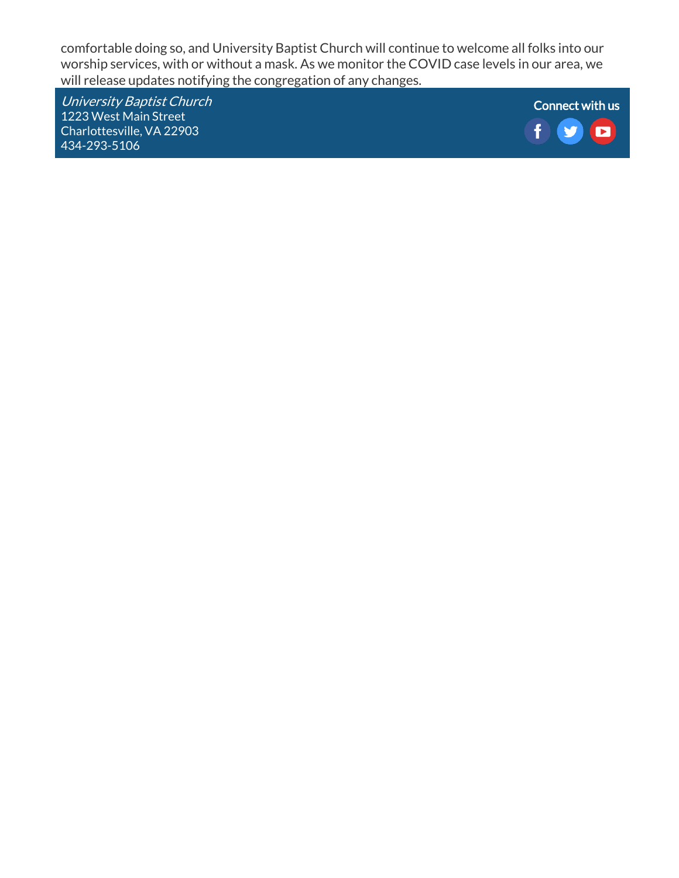comfortable doing so, and University Baptist Church will continue to welcome all folks into our worship services, with or without a mask. As we monitor the COVID case levels in our area, we will release updates notifying the congregation of any changes.

*University Baptist Church*
1223 West Main Street
Charlottesville, VA 22903
434-293-5106

Connect with us